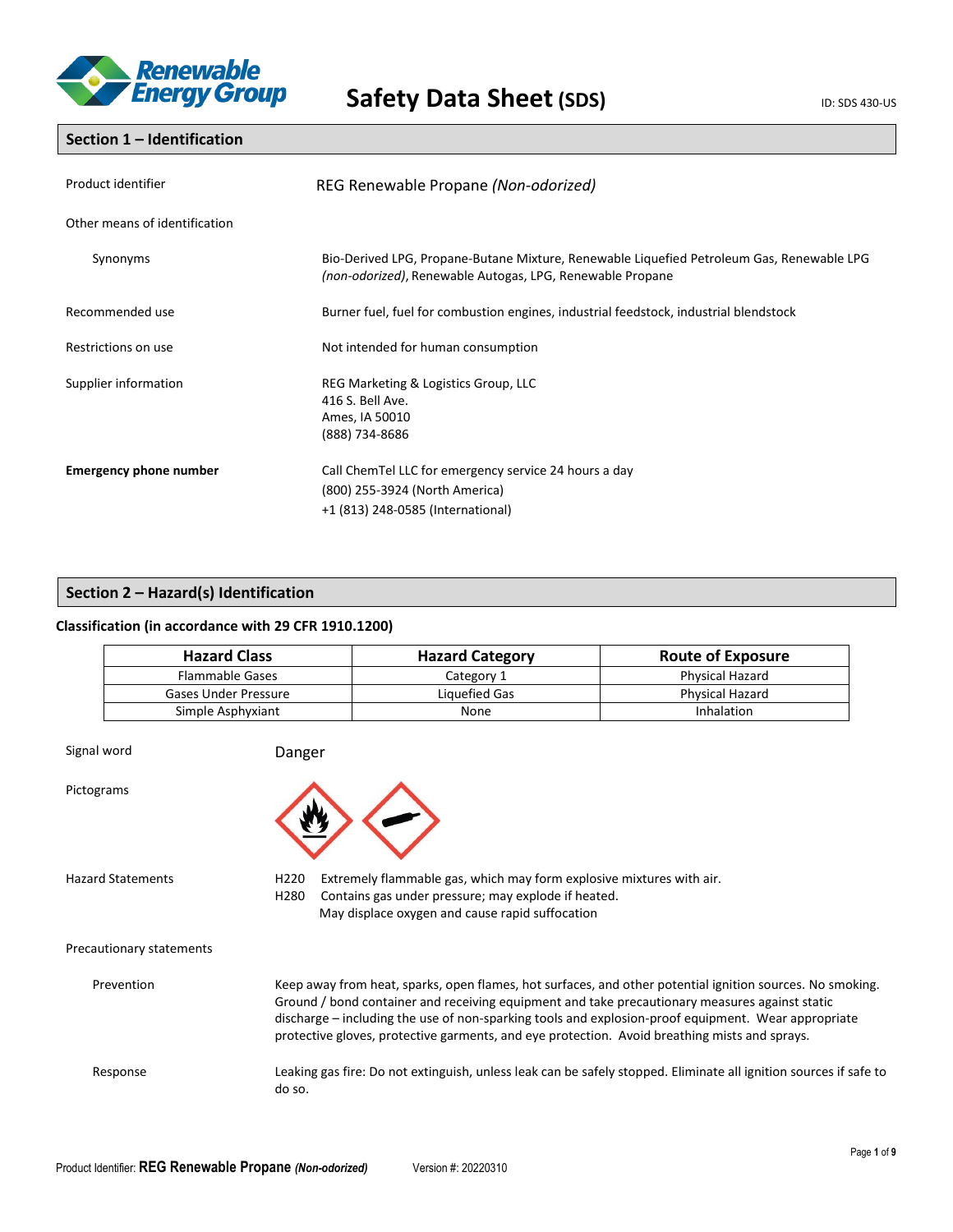Renewable Energy Group

# Safety Data Sheet (SDS)

ID: SDS 430-US

## Section 1 – Identification

Product identifier: REG Renewable Propane *(Non-odorized)*

Other means of identification

Synonyms: Bio-Derived LPG, Propane-Butane Mixture, Renewable Liquefied Petroleum Gas, Renewable LPG *(non-odorized)*, Renewable Autogas, LPG, Renewable Propane

Recommended use: Burner fuel, fuel for combustion engines, industrial feedstock, industrial blendstock

Restrictions on use: Not intended for human consumption

Supplier information:
REG Marketing & Logistics Group, LLC
416 S. Bell Ave.
Ames, IA 50010
(888) 734-8686

**Emergency phone number**:
Call ChemTel LLC for emergency service 24 hours a day
(800) 255-3924 (North America)
+1 (813) 248-0585 (International)

## Section 2 – Hazard(s) Identification

### Classification (in accordance with 29 CFR 1910.1200)

| Hazard Class | Hazard Category | Route of Exposure |
| --- | --- | --- |
| Flammable Gases | Category 1 | Physical Hazard |
| Gases Under Pressure | Liquefied Gas | Physical Hazard |
| Simple Asphyxiant | None | Inhalation |

Signal word: Danger

Pictograms

Hazard Statements:
H220 Extremely flammable gas, which may form explosive mixtures with air.
H280 Contains gas under pressure; may explode if heated.
May displace oxygen and cause rapid suffocation

Precautionary statements

Prevention: Keep away from heat, sparks, open flames, hot surfaces, and other potential ignition sources. No smoking. Ground / bond container and receiving equipment and take precautionary measures against static discharge – including the use of non-sparking tools and explosion-proof equipment. Wear appropriate protective gloves, protective garments, and eye protection. Avoid breathing mists and sprays.

Response: Leaking gas fire: Do not extinguish, unless leak can be safely stopped. Eliminate all ignition sources if safe to do so.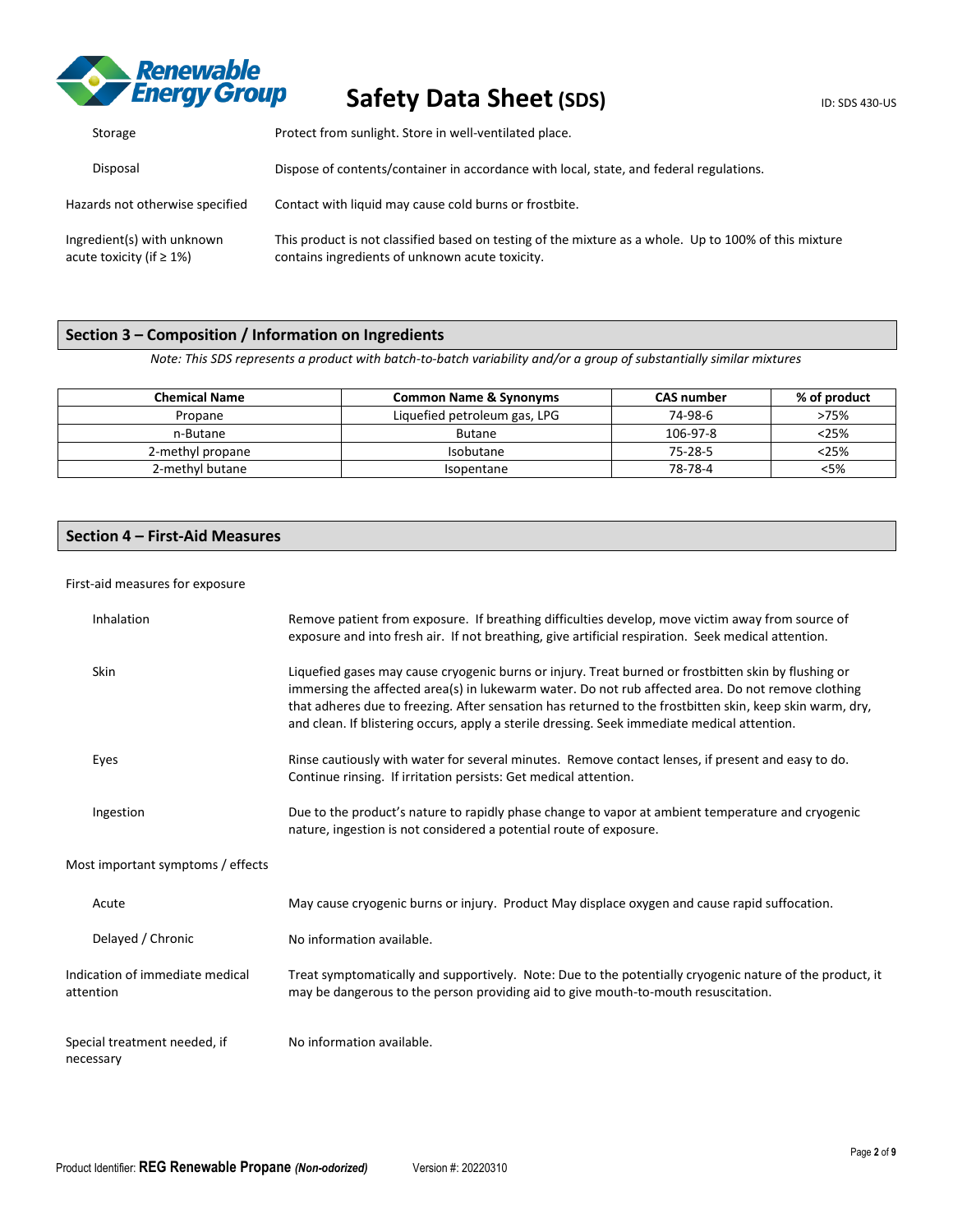| | |
|---|---|
| Storage | Protect from sunlight. Store in well-ventilated place. |
| Disposal | Dispose of contents/container in accordance with local, state, and federal regulations. |
| Hazards not otherwise specified | Contact with liquid may cause cold burns or frostbite. |
| Ingredient(s) with unknown acute toxicity (if ≥ 1%) | This product is not classified based on testing of the mixture as a whole. Up to 100% of this mixture contains ingredients of unknown acute toxicity. |

## Section 3 – Composition / Information on Ingredients

*Note: This SDS represents a product with batch-to-batch variability and/or a group of substantially similar mixtures*

| Chemical Name | Common Name & Synonyms | CAS number | % of product |
|---|---|---|---|
| Propane | Liquefied petroleum gas, LPG | 74-98-6 | >75% |
| n-Butane | Butane | 106-97-8 | <25% |
| 2-methyl propane | Isobutane | 75-28-5 | <25% |
| 2-methyl butane | Isopentane | 78-78-4 | <5% |

## Section 4 – First-Aid Measures

First-aid measures for exposure

| | |
|---|---|
| Inhalation | Remove patient from exposure. If breathing difficulties develop, move victim away from source of exposure and into fresh air. If not breathing, give artificial respiration. Seek medical attention. |
| Skin | Liquefied gases may cause cryogenic burns or injury. Treat burned or frostbitten skin by flushing or immersing the affected area(s) in lukewarm water. Do not rub affected area. Do not remove clothing that adheres due to freezing. After sensation has returned to the frostbitten skin, keep skin warm, dry, and clean. If blistering occurs, apply a sterile dressing. Seek immediate medical attention. |
| Eyes | Rinse cautiously with water for several minutes. Remove contact lenses, if present and easy to do. Continue rinsing. If irritation persists: Get medical attention. |
| Ingestion | Due to the product's nature to rapidly phase change to vapor at ambient temperature and cryogenic nature, ingestion is not considered a potential route of exposure. |

Most important symptoms / effects

| | |
|---|---|
| Acute | May cause cryogenic burns or injury. Product May displace oxygen and cause rapid suffocation. |
| Delayed / Chronic | No information available. |

| | |
|---|---|
| Indication of immediate medical attention | Treat symptomatically and supportively. Note: Due to the potentially cryogenic nature of the product, it may be dangerous to the person providing aid to give mouth-to-mouth resuscitation. |
| Special treatment needed, if necessary | No information available. |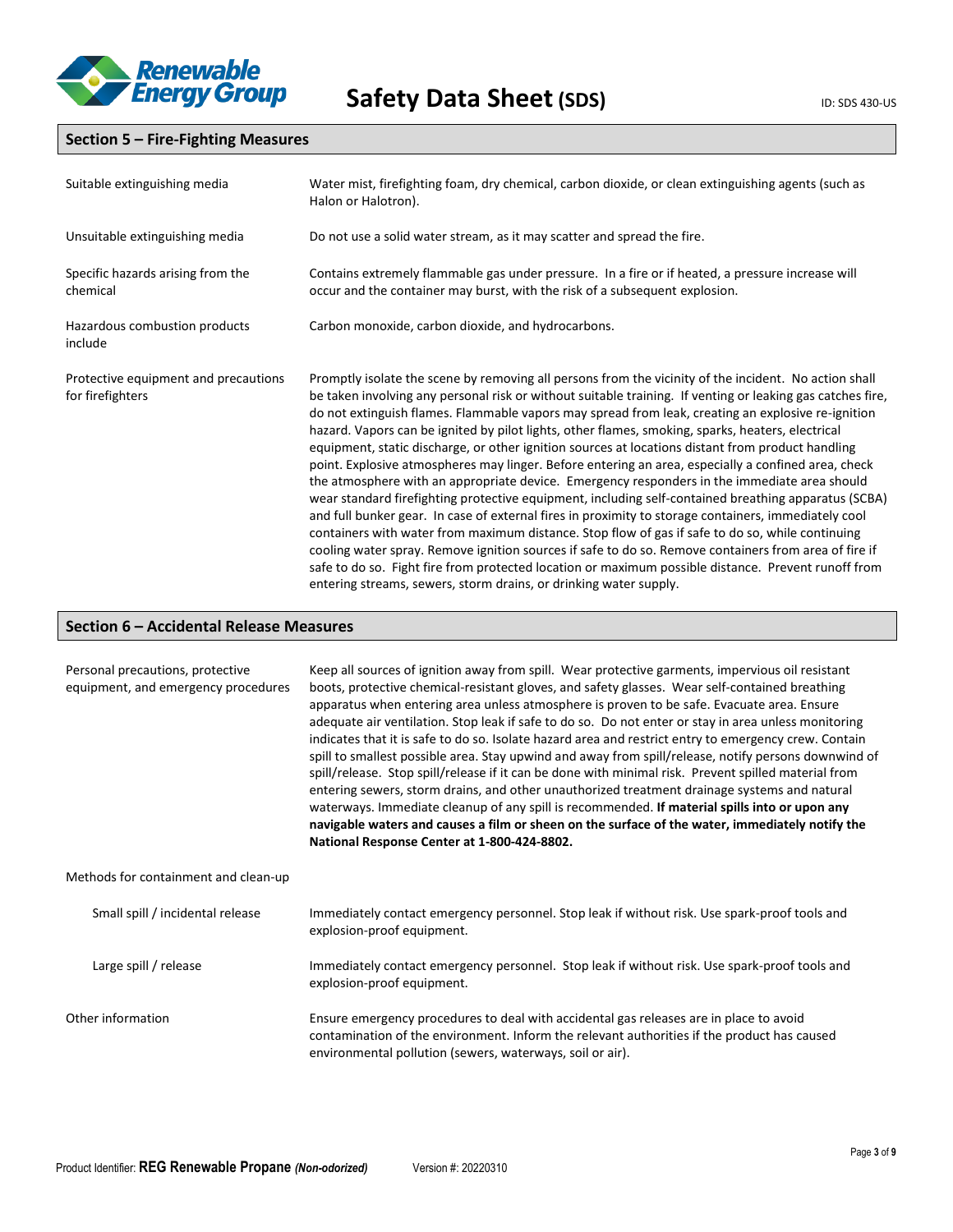## Section 5 – Fire-Fighting Measures

| | |
|---|---|
| Suitable extinguishing media | Water mist, firefighting foam, dry chemical, carbon dioxide, or clean extinguishing agents (such as Halon or Halotron). |
| Unsuitable extinguishing media | Do not use a solid water stream, as it may scatter and spread the fire. |
| Specific hazards arising from the chemical | Contains extremely flammable gas under pressure. In a fire or if heated, a pressure increase will occur and the container may burst, with the risk of a subsequent explosion. |
| Hazardous combustion products include | Carbon monoxide, carbon dioxide, and hydrocarbons. |
| Protective equipment and precautions for firefighters | Promptly isolate the scene by removing all persons from the vicinity of the incident. No action shall be taken involving any personal risk or without suitable training. If venting or leaking gas catches fire, do not extinguish flames. Flammable vapors may spread from leak, creating an explosive re-ignition hazard. Vapors can be ignited by pilot lights, other flames, smoking, sparks, heaters, electrical equipment, static discharge, or other ignition sources at locations distant from product handling point. Explosive atmospheres may linger. Before entering an area, especially a confined area, check the atmosphere with an appropriate device. Emergency responders in the immediate area should wear standard firefighting protective equipment, including self-contained breathing apparatus (SCBA) and full bunker gear. In case of external fires in proximity to storage containers, immediately cool containers with water from maximum distance. Stop flow of gas if safe to do so, while continuing cooling water spray. Remove ignition sources if safe to do so. Remove containers from area of fire if safe to do so. Fight fire from protected location or maximum possible distance. Prevent runoff from entering streams, sewers, storm drains, or drinking water supply. |

## Section 6 – Accidental Release Measures

| | |
|---|---|
| Personal precautions, protective equipment, and emergency procedures | Keep all sources of ignition away from spill. Wear protective garments, impervious oil resistant boots, protective chemical-resistant gloves, and safety glasses. Wear self-contained breathing apparatus when entering area unless atmosphere is proven to be safe. Evacuate area. Ensure adequate air ventilation. Stop leak if safe to do so. Do not enter or stay in area unless monitoring indicates that it is safe to do so. Isolate hazard area and restrict entry to emergency crew. Contain spill to smallest possible area. Stay upwind and away from spill/release, notify persons downwind of spill/release. Stop spill/release if it can be done with minimal risk. Prevent spilled material from entering sewers, storm drains, and other unauthorized treatment drainage systems and natural waterways. Immediate cleanup of any spill is recommended. **If material spills into or upon any navigable waters and causes a film or sheen on the surface of the water, immediately notify the National Response Center at 1-800-424-8802.** |
| Methods for containment and clean-up | |
| Small spill / incidental release | Immediately contact emergency personnel. Stop leak if without risk. Use spark-proof tools and explosion-proof equipment. |
| Large spill / release | Immediately contact emergency personnel. Stop leak if without risk. Use spark-proof tools and explosion-proof equipment. |
| Other information | Ensure emergency procedures to deal with accidental gas releases are in place to avoid contamination of the environment. Inform the relevant authorities if the product has caused environmental pollution (sewers, waterways, soil or air). |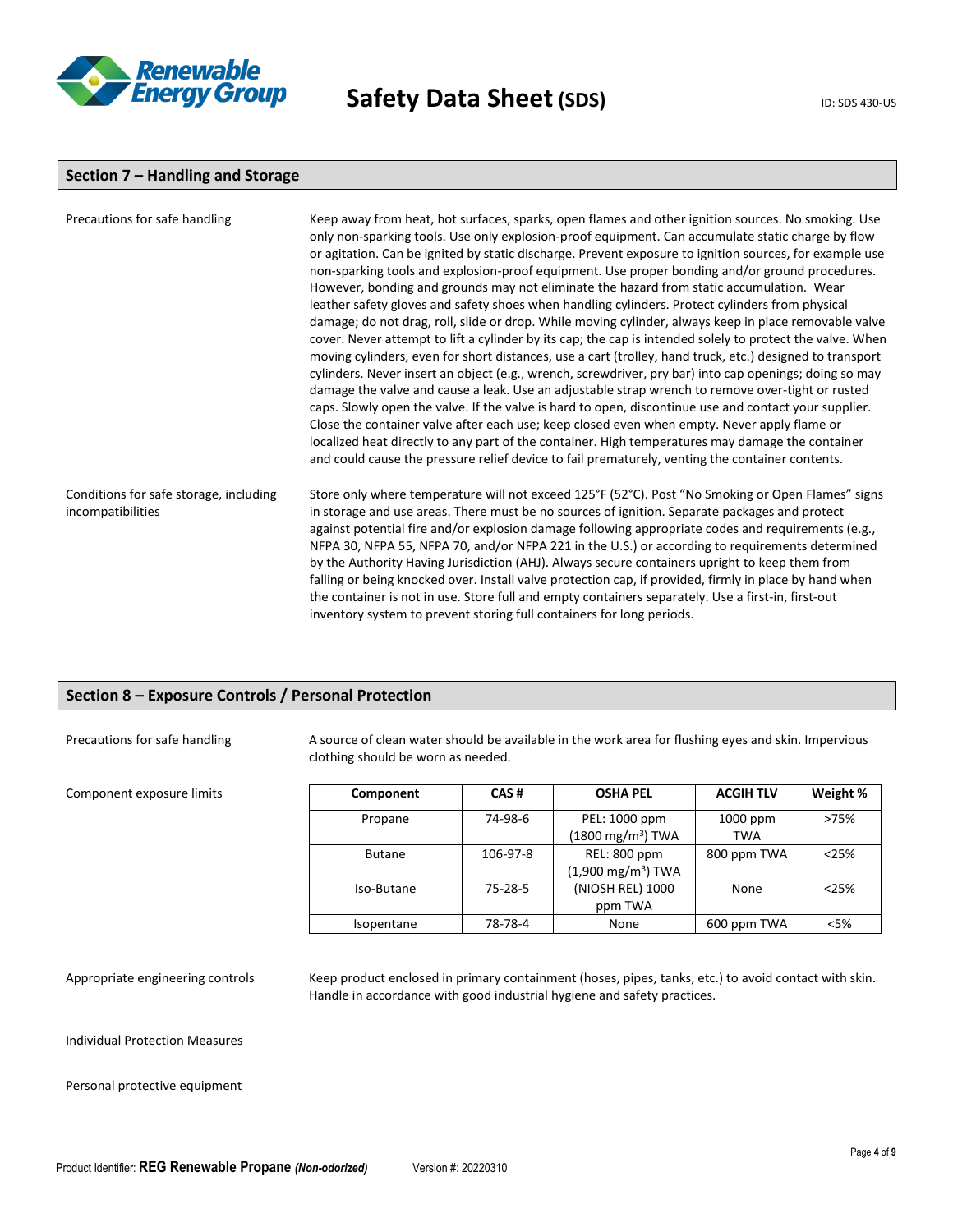## Section 7 – Handling and Storage

**Precautions for safe handling**

Keep away from heat, hot surfaces, sparks, open flames and other ignition sources. No smoking. Use only non-sparking tools. Use only explosion-proof equipment. Can accumulate static charge by flow or agitation. Can be ignited by static discharge. Prevent exposure to ignition sources, for example use non-sparking tools and explosion-proof equipment. Use proper bonding and/or ground procedures. However, bonding and grounds may not eliminate the hazard from static accumulation. Wear leather safety gloves and safety shoes when handling cylinders. Protect cylinders from physical damage; do not drag, roll, slide or drop. While moving cylinder, always keep in place removable valve cover. Never attempt to lift a cylinder by its cap; the cap is intended solely to protect the valve. When moving cylinders, even for short distances, use a cart (trolley, hand truck, etc.) designed to transport cylinders. Never insert an object (e.g., wrench, screwdriver, pry bar) into cap openings; doing so may damage the valve and cause a leak. Use an adjustable strap wrench to remove over-tight or rusted caps. Slowly open the valve. If the valve is hard to open, discontinue use and contact your supplier. Close the container valve after each use; keep closed even when empty. Never apply flame or localized heat directly to any part of the container. High temperatures may damage the container and could cause the pressure relief device to fail prematurely, venting the container contents.

**Conditions for safe storage, including incompatibilities**

Store only where temperature will not exceed 125°F (52°C). Post "No Smoking or Open Flames" signs in storage and use areas. There must be no sources of ignition. Separate packages and protect against potential fire and/or explosion damage following appropriate codes and requirements (e.g., NFPA 30, NFPA 55, NFPA 70, and/or NFPA 221 in the U.S.) or according to requirements determined by the Authority Having Jurisdiction (AHJ). Always secure containers upright to keep them from falling or being knocked over. Install valve protection cap, if provided, firmly in place by hand when the container is not in use. Store full and empty containers separately. Use a first-in, first-out inventory system to prevent storing full containers for long periods.

## Section 8 – Exposure Controls / Personal Protection

**Precautions for safe handling**

A source of clean water should be available in the work area for flushing eyes and skin. Impervious clothing should be worn as needed.

**Component exposure limits**

| Component | CAS # | OSHA PEL | ACGIH TLV | Weight % |
|---|---|---|---|---|
| Propane | 74-98-6 | PEL: 1000 ppm (1800 mg/m$^3$) TWA | 1000 ppm TWA | >75% |
| Butane | 106-97-8 | REL: 800 ppm (1,900 mg/m$^3$) TWA | 800 ppm TWA | <25% |
| Iso-Butane | 75-28-5 | (NIOSH REL) 1000 ppm TWA | None | <25% |
| Isopentane | 78-78-4 | None | 600 ppm TWA | <5% |

**Appropriate engineering controls**

Keep product enclosed in primary containment (hoses, pipes, tanks, etc.) to avoid contact with skin. Handle in accordance with good industrial hygiene and safety practices.

**Individual Protection Measures**

**Personal protective equipment**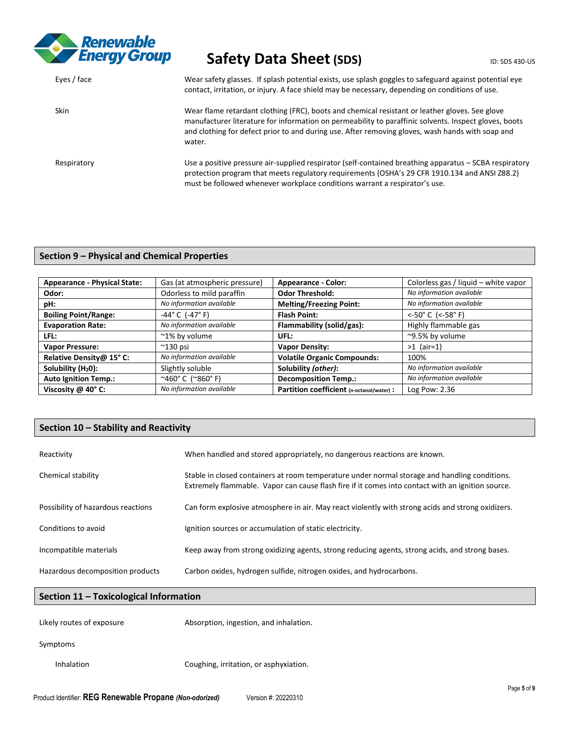| | |
|---|---|
| Eyes / face | Wear safety glasses. If splash potential exists, use splash goggles to safeguard against potential eye contact, irritation, or injury. A face shield may be necessary, depending on conditions of use. |
| Skin | Wear flame retardant clothing (FRC), boots and chemical resistant or leather gloves. See glove manufacturer literature for information on permeability to paraffinic solvents. Inspect gloves, boots and clothing for defect prior to and during use. After removing gloves, wash hands with soap and water. |
| Respiratory | Use a positive pressure air-supplied respirator (self-contained breathing apparatus – SCBA respiratory protection program that meets regulatory requirements (OSHA's 29 CFR 1910.134 and ANSI Z88.2) must be followed whenever workplace conditions warrant a respirator's use. |

## Section 9 – Physical and Chemical Properties

| **Appearance - Physical State:** | Gas (at atmospheric pressure) | **Appearance - Color:** | Colorless gas / liquid – white vapor |
|---|---|---|---|
| **Odor:** | Odorless to mild paraffin | **Odor Threshold:** | *No information available* |
| **pH:** | *No information available* | **Melting/Freezing Point:** | *No information available* |
| **Boiling Point/Range:** | -44° C (-47° F) | **Flash Point:** | <-50° C (<-58° F) |
| **Evaporation Rate:** | *No information available* | **Flammability (solid/gas):** | Highly flammable gas |
| **LFL:** | ~1% by volume | **UFL:** | ~9.5% by volume |
| **Vapor Pressure:** | ~130 psi | **Vapor Density:** | >1 (air=1) |
| **Relative Density@ 15° C:** | *No information available* | **Volatile Organic Compounds:** | 100% |
| **Solubility ($H_2O$):** | Slightly soluble | **Solubility *(other)*:** | *No information available* |
| **Auto Ignition Temp.:** | ~460° C (~860° F) | **Decomposition Temp.:** | *No information available* |
| **Viscosity @ 40° C:** | *No information available* | **Partition coefficient (n-octanol/water) :** | Log Pow: 2.36 |

## Section 10 – Stability and Reactivity

| | |
|---|---|
| Reactivity | When handled and stored appropriately, no dangerous reactions are known. |
| Chemical stability | Stable in closed containers at room temperature under normal storage and handling conditions. Extremely flammable. Vapor can cause flash fire if it comes into contact with an ignition source. |
| Possibility of hazardous reactions | Can form explosive atmosphere in air. May react violently with strong acids and strong oxidizers. |
| Conditions to avoid | Ignition sources or accumulation of static electricity. |
| Incompatible materials | Keep away from strong oxidizing agents, strong reducing agents, strong acids, and strong bases. |
| Hazardous decomposition products | Carbon oxides, hydrogen sulfide, nitrogen oxides, and hydrocarbons. |

## Section 11 – Toxicological Information

| | |
|---|---|
| Likely routes of exposure | Absorption, ingestion, and inhalation. |
| Symptoms | |
| Inhalation | Coughing, irritation, or asphyxiation. |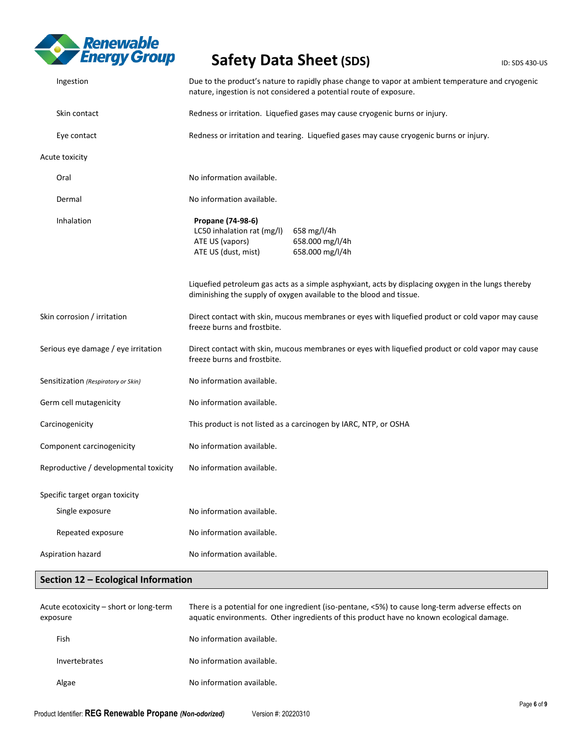| | |
|---|---|
| Ingestion | Due to the product's nature to rapidly phase change to vapor at ambient temperature and cryogenic nature, ingestion is not considered a potential route of exposure. |
| Skin contact | Redness or irritation. Liquefied gases may cause cryogenic burns or injury. |
| Eye contact | Redness or irritation and tearing. Liquefied gases may cause cryogenic burns or injury. |

Acute toxicity

| | | |
|---|---|---|
| Oral | No information available. | |
| Dermal | No information available. | |
| Inhalation | **Propane (74-98-6)** | |
| | LC50 inhalation rat (mg/l) | 658 mg/l/4h |
| | ATE US (vapors) | 658.000 mg/l/4h |
| | ATE US (dust, mist) | 658.000 mg/l/4h |

Liquefied petroleum gas acts as a simple asphyxiant, acts by displacing oxygen in the lungs thereby diminishing the supply of oxygen available to the blood and tissue.

| | |
|---|---|
| Skin corrosion / irritation | Direct contact with skin, mucous membranes or eyes with liquefied product or cold vapor may cause freeze burns and frostbite. |
| Serious eye damage / eye irritation | Direct contact with skin, mucous membranes or eyes with liquefied product or cold vapor may cause freeze burns and frostbite. |
| Sensitization *(Respiratory or Skin)* | No information available. |
| Germ cell mutagenicity | No information available. |
| Carcinogenicity | This product is not listed as a carcinogen by IARC, NTP, or OSHA |
| Component carcinogenicity | No information available. |
| Reproductive / developmental toxicity | No information available. |

Specific target organ toxicity

| | |
|---|---|
| Single exposure | No information available. |
| Repeated exposure | No information available. |
| Aspiration hazard | No information available. |

## Section 12 – Ecological Information

| | |
|---|---|
| Acute ecotoxicity – short or long-term exposure | There is a potential for one ingredient (iso-pentane, <5%) to cause long-term adverse effects on aquatic environments. Other ingredients of this product have no known ecological damage. |
| Fish | No information available. |
| Invertebrates | No information available. |
| Algae | No information available. |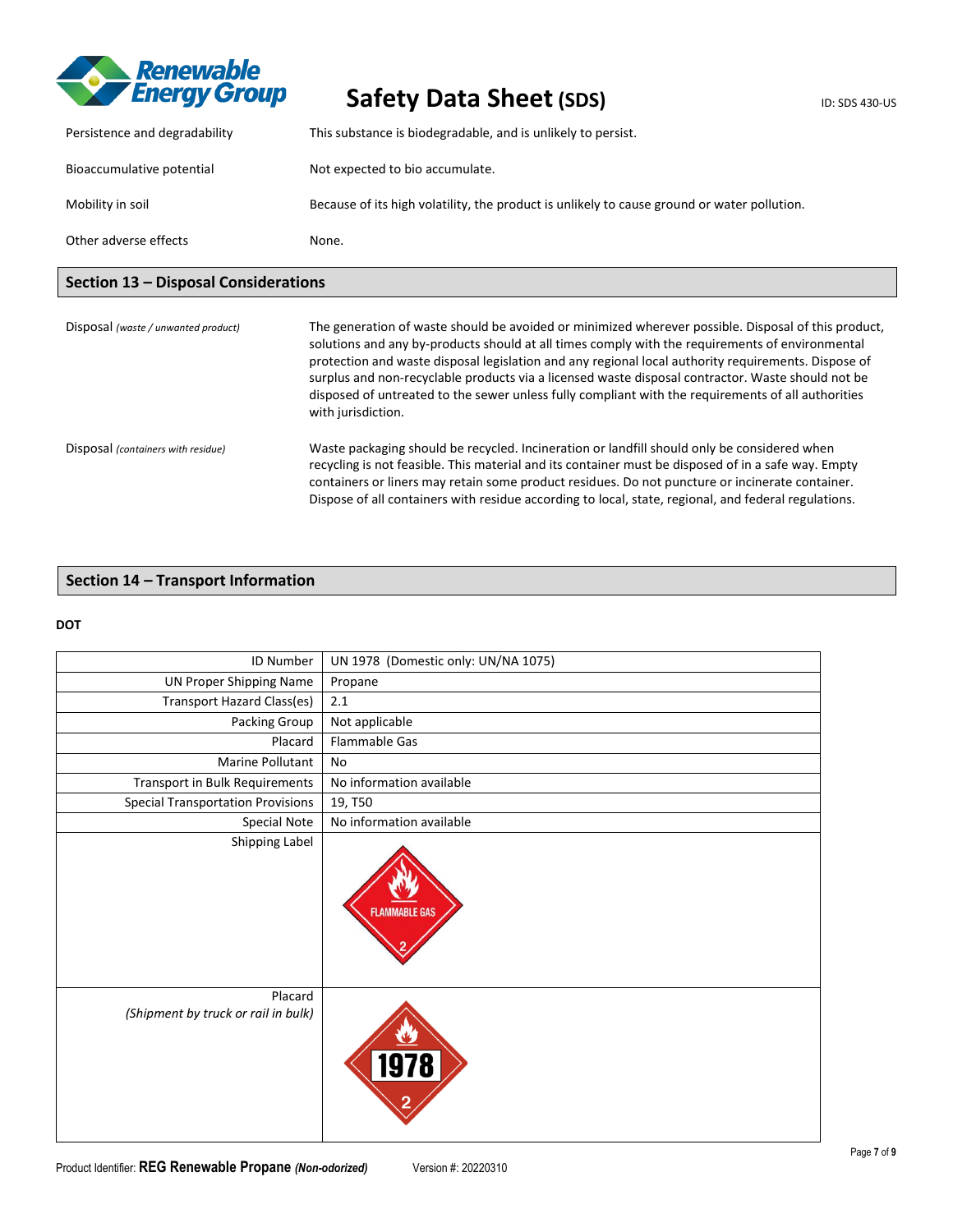| | |
|---|---|
| Persistence and degradability | This substance is biodegradable, and is unlikely to persist. |
| Bioaccumulative potential | Not expected to bio accumulate. |
| Mobility in soil | Because of its high volatility, the product is unlikely to cause ground or water pollution. |
| Other adverse effects | None. |

## Section 13 – Disposal Considerations

| | |
|---|---|
| Disposal *(waste / unwanted product)* | The generation of waste should be avoided or minimized wherever possible. Disposal of this product, solutions and any by-products should at all times comply with the requirements of environmental protection and waste disposal legislation and any regional local authority requirements. Dispose of surplus and non-recyclable products via a licensed waste disposal contractor. Waste should not be disposed of untreated to the sewer unless fully compliant with the requirements of all authorities with jurisdiction. |
| Disposal *(containers with residue)* | Waste packaging should be recycled. Incineration or landfill should only be considered when recycling is not feasible. This material and its container must be disposed of in a safe way. Empty containers or liners may retain some product residues. Do not puncture or incinerate container. Dispose of all containers with residue according to local, state, regional, and federal regulations. |

## Section 14 – Transport Information

**DOT**

| | |
|---|---|
| ID Number | UN 1978 (Domestic only: UN/NA 1075) |
| UN Proper Shipping Name | Propane |
| Transport Hazard Class(es) | 2.1 |
| Packing Group | Not applicable |
| Placard | Flammable Gas |
| Marine Pollutant | No |
| Transport in Bulk Requirements | No information available |
| Special Transportation Provisions | 19, T50 |
| Special Note | No information available |
| Shipping Label | FLAMMABLE GAS 2 |
| Placard *(Shipment by truck or rail in bulk)* | 1978 2 |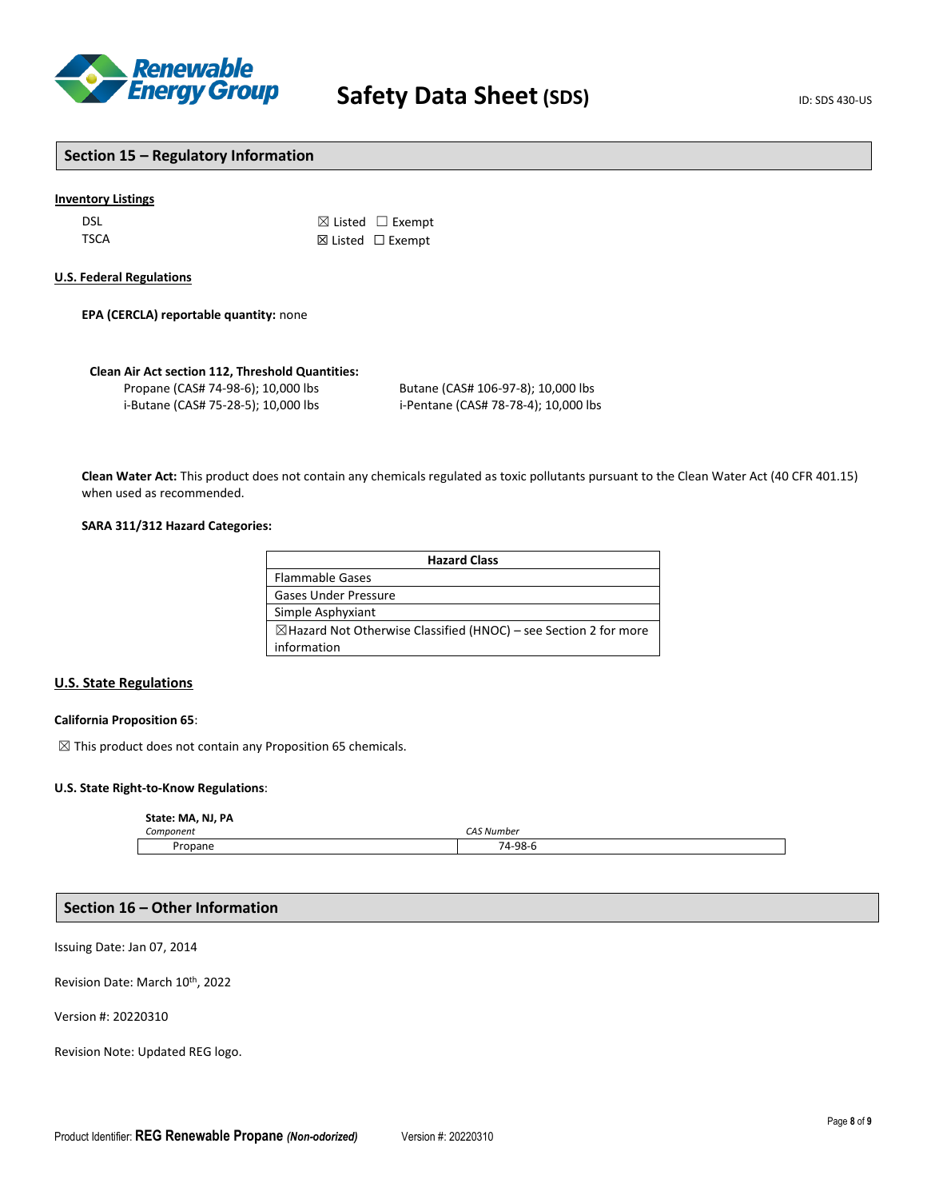## Section 15 – Regulatory Information

**Inventory Listings**

| | |
|---|---|
| DSL | ☒ Listed ☐ Exempt |
| TSCA | ☒ Listed ☐ Exempt |

**U.S. Federal Regulations**

**EPA (CERCLA) reportable quantity:** none

**Clean Air Act section 112, Threshold Quantities:**

Propane (CAS# 74-98-6); 10,000 lbs
Butane (CAS# 106-97-8); 10,000 lbs
i-Butane (CAS# 75-28-5); 10,000 lbs
i-Pentane (CAS# 78-78-4); 10,000 lbs

**Clean Water Act:** This product does not contain any chemicals regulated as toxic pollutants pursuant to the Clean Water Act (40 CFR 401.15) when used as recommended.

**SARA 311/312 Hazard Categories:**

| Hazard Class |
|---|
| Flammable Gases |
| Gases Under Pressure |
| Simple Asphyxiant |
| ☒Hazard Not Otherwise Classified (HNOC) – see Section 2 for more information |

**U.S. State Regulations**

**California Proposition 65**:

☒ This product does not contain any Proposition 65 chemicals.

**U.S. State Right-to-Know Regulations**:

**State: MA, NJ, PA**

| *Component* | *CAS Number* |
|---|---|
| Propane | 74-98-6 |

## Section 16 – Other Information

Issuing Date: Jan 07, 2014

Revision Date: March 10th, 2022

Version #: 20220310

Revision Note: Updated REG logo.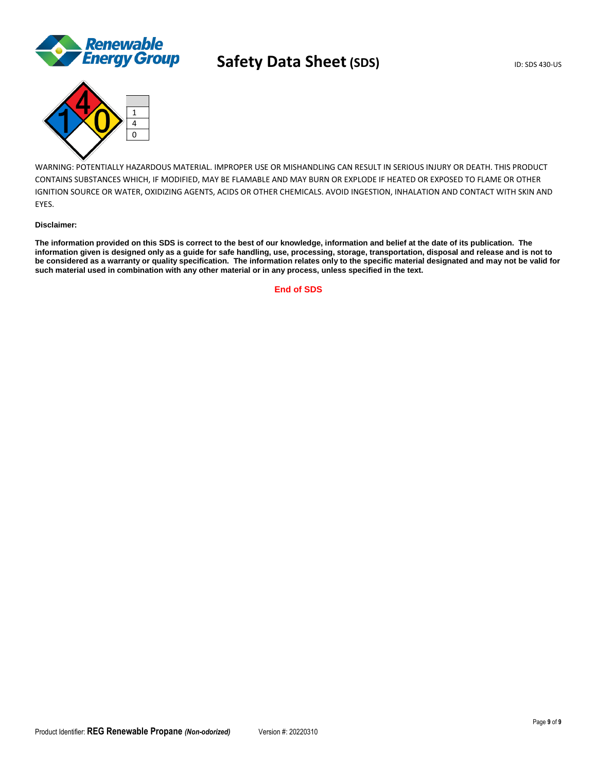| |
|---|
| 1 |
| 4 |
| 0 |

WARNING: POTENTIALLY HAZARDOUS MATERIAL. IMPROPER USE OR MISHANDLING CAN RESULT IN SERIOUS INJURY OR DEATH. THIS PRODUCT CONTAINS SUBSTANCES WHICH, IF MODIFIED, MAY BE FLAMABLE AND MAY BURN OR EXPLODE IF HEATED OR EXPOSED TO FLAME OR OTHER IGNITION SOURCE OR WATER, OXIDIZING AGENTS, ACIDS OR OTHER CHEMICALS. AVOID INGESTION, INHALATION AND CONTACT WITH SKIN AND EYES.

**Disclaimer:**

**The information provided on this SDS is correct to the best of our knowledge, information and belief at the date of its publication. The information given is designed only as a guide for safe handling, use, processing, storage, transportation, disposal and release and is not to be considered as a warranty or quality specification. The information relates only to the specific material designated and may not be valid for such material used in combination with any other material or in any process, unless specified in the text.**

**End of SDS**